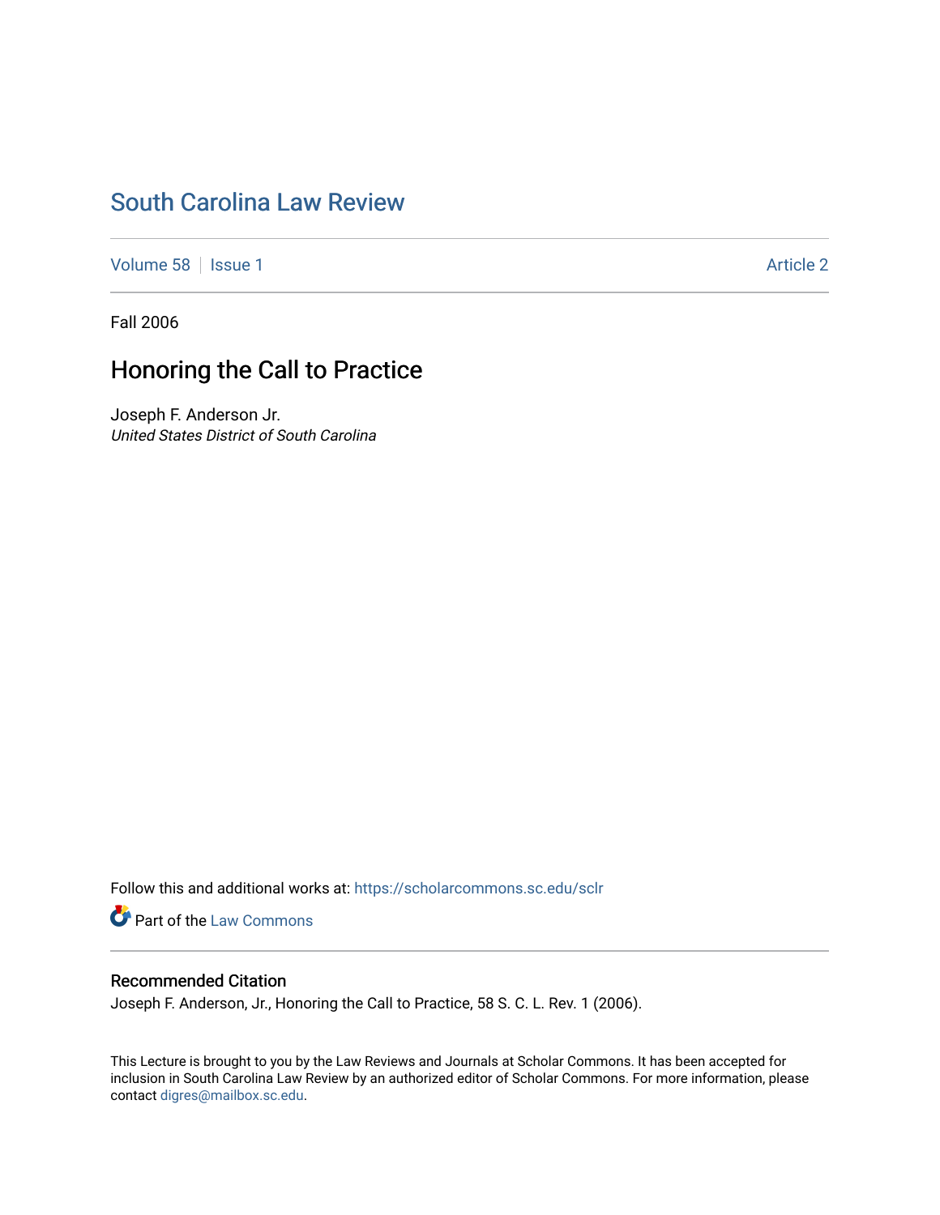# South Carolina Law Review

Volume 58 | Issue 1 — Article 2

Fall 2006

## Honoring the Call to Practice

Joseph F. Anderson Jr.
*United States District of South Carolina*

Follow this and additional works at: https://scholarcommons.sc.edu/sclr

Part of the Law Commons

### Recommended Citation

Joseph F. Anderson, Jr., Honoring the Call to Practice, 58 S. C. L. Rev. 1 (2006).

This Lecture is brought to you by the Law Reviews and Journals at Scholar Commons. It has been accepted for inclusion in South Carolina Law Review by an authorized editor of Scholar Commons. For more information, please contact digres@mailbox.sc.edu.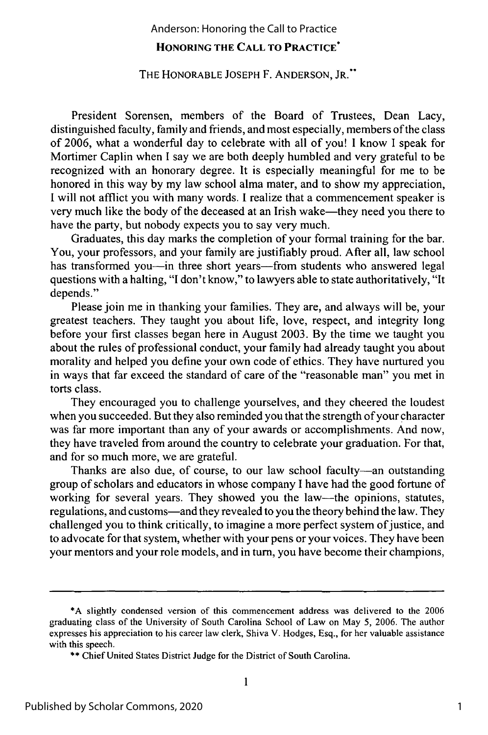# HONORING THE CALL TO PRACTICE*

THE HONORABLE JOSEPH F. ANDERSON, JR.**

President Sorensen, members of the Board of Trustees, Dean Lacy, distinguished faculty, family and friends, and most especially, members of the class of 2006, what a wonderful day to celebrate with all of you! I know I speak for Mortimer Caplin when I say we are both deeply humbled and very grateful to be recognized with an honorary degree. It is especially meaningful for me to be honored in this way by my law school alma mater, and to show my appreciation, I will not afflict you with many words. I realize that a commencement speaker is very much like the body of the deceased at an Irish wake—they need you there to have the party, but nobody expects you to say very much.

Graduates, this day marks the completion of your formal training for the bar. You, your professors, and your family are justifiably proud. After all, law school has transformed you—in three short years—from students who answered legal questions with a halting, "I don't know," to lawyers able to state authoritatively, "It depends."

Please join me in thanking your families. They are, and always will be, your greatest teachers. They taught you about life, love, respect, and integrity long before your first classes began here in August 2003. By the time we taught you about the rules of professional conduct, your family had already taught you about morality and helped you define your own code of ethics. They have nurtured you in ways that far exceed the standard of care of the "reasonable man" you met in torts class.

They encouraged you to challenge yourselves, and they cheered the loudest when you succeeded. But they also reminded you that the strength of your character was far more important than any of your awards or accomplishments. And now, they have traveled from around the country to celebrate your graduation. For that, and for so much more, we are grateful.

Thanks are also due, of course, to our law school faculty—an outstanding group of scholars and educators in whose company I have had the good fortune of working for several years. They showed you the law—the opinions, statutes, regulations, and customs—and they revealed to you the theory behind the law. They challenged you to think critically, to imagine a more perfect system of justice, and to advocate for that system, whether with your pens or your voices. They have been your mentors and your role models, and in turn, you have become their champions,

---

*A slightly condensed version of this commencement address was delivered to the 2006 graduating class of the University of South Carolina School of Law on May 5, 2006. The author expresses his appreciation to his career law clerk, Shiva V. Hodges, Esq., for her valuable assistance with this speech.

** Chief United States District Judge for the District of South Carolina.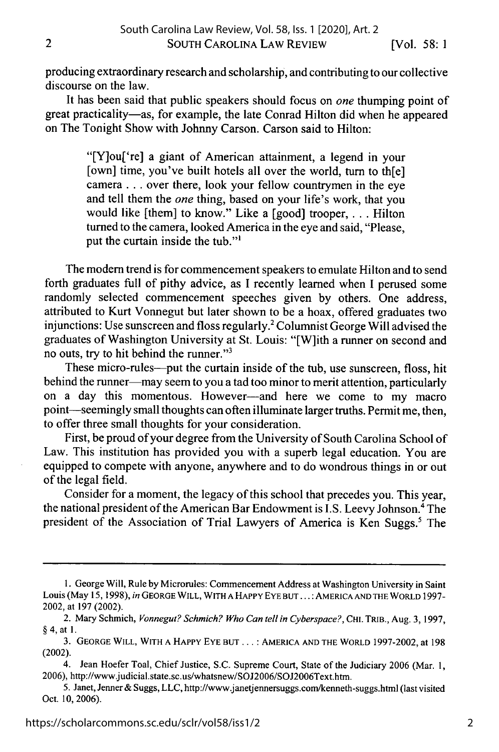producing extraordinary research and scholarship, and contributing to our collective discourse on the law.

It has been said that public speakers should focus on *one* thumping point of great practicality—as, for example, the late Conrad Hilton did when he appeared on The Tonight Show with Johnny Carson. Carson said to Hilton:

> "[Y]ou['re] a giant of American attainment, a legend in your [own] time, you've built hotels all over the world, turn to th[e] camera . . . over there, look your fellow countrymen in the eye and tell them the *one* thing, based on your life's work, that you would like [them] to know." Like a [good] trooper, . . . Hilton turned to the camera, looked America in the eye and said, "Please, put the curtain inside the tub."[1]

The modern trend is for commencement speakers to emulate Hilton and to send forth graduates full of pithy advice, as I recently learned when I perused some randomly selected commencement speeches given by others. One address, attributed to Kurt Vonnegut but later shown to be a hoax, offered graduates two injunctions: Use sunscreen and floss regularly.[2] Columnist George Will advised the graduates of Washington University at St. Louis: "[W]ith a runner on second and no outs, try to hit behind the runner."[3]

These micro-rules—put the curtain inside of the tub, use sunscreen, floss, hit behind the runner—may seem to you a tad too minor to merit attention, particularly on a day this momentous. However—and here we come to my macro point—seemingly small thoughts can often illuminate larger truths. Permit me, then, to offer three small thoughts for your consideration.

First, be proud of your degree from the University of South Carolina School of Law. This institution has provided you with a superb legal education. You are equipped to compete with anyone, anywhere and to do wondrous things in or out of the legal field.

Consider for a moment, the legacy of this school that precedes you. This year, the national president of the American Bar Endowment is I.S. Leevy Johnson.[4] The president of the Association of Trial Lawyers of America is Ken Suggs.[5] The

---

1. George Will, Rule by Microrules: Commencement Address at Washington University in Saint Louis (May 15, 1998), *in* GEORGE WILL, WITH A HAPPY EYE BUT . . . : AMERICA AND THE WORLD 1997-2002, at 197 (2002).

2. Mary Schmich, *Vonnegut? Schmich? Who Can tell in Cyberspace?*, CHI. TRIB., Aug. 3, 1997, § 4, at 1.

3. GEORGE WILL, WITH A HAPPY EYE BUT . . . : AMERICA AND THE WORLD 1997-2002, at 198 (2002).

4. Jean Hoefer Toal, Chief Justice, S.C. Supreme Court, State of the Judiciary 2006 (Mar. 1, 2006), http://www.judicial.state.sc.us/whatsnew/SOJ2006/SOJ2006Text.htm.

5. Janet, Jenner & Suggs, LLC, http://www.janetjennersuggs.com/kenneth-suggs.html (last visited Oct. 10, 2006).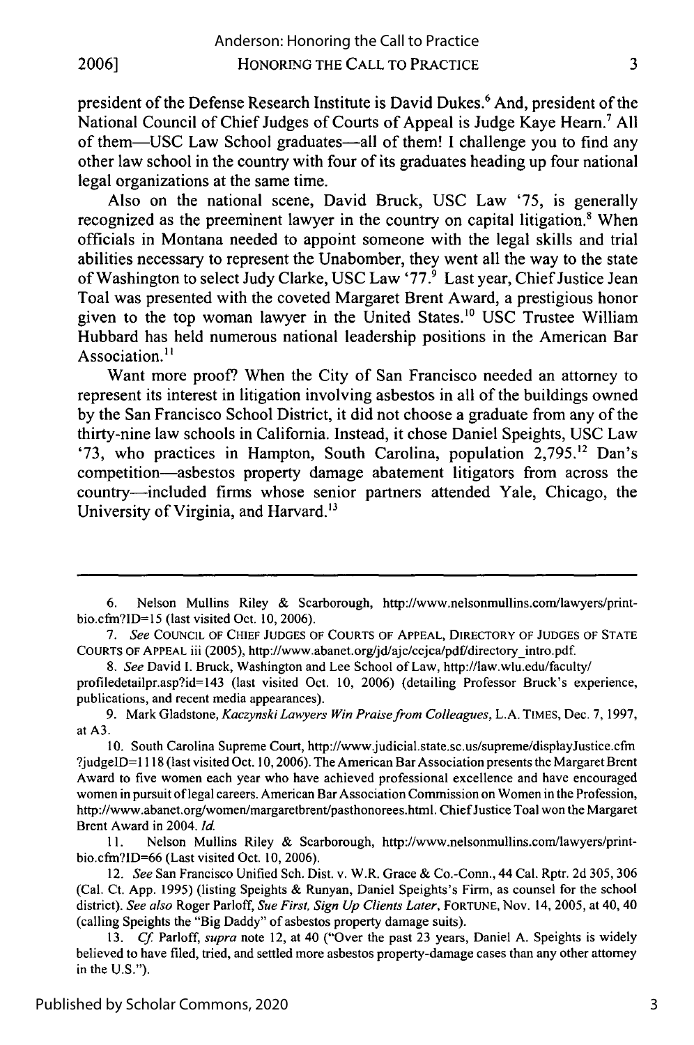president of the Defense Research Institute is David Dukes.[6] And, president of the National Council of Chief Judges of Courts of Appeal is Judge Kaye Hearn.[7] All of them—USC Law School graduates—all of them! I challenge you to find any other law school in the country with four of its graduates heading up four national legal organizations at the same time.

Also on the national scene, David Bruck, USC Law '75, is generally recognized as the preeminent lawyer in the country on capital litigation.[8] When officials in Montana needed to appoint someone with the legal skills and trial abilities necessary to represent the Unabomber, they went all the way to the state of Washington to select Judy Clarke, USC Law '77.[9] Last year, Chief Justice Jean Toal was presented with the coveted Margaret Brent Award, a prestigious honor given to the top woman lawyer in the United States.[10] USC Trustee William Hubbard has held numerous national leadership positions in the American Bar Association.[11]

Want more proof? When the City of San Francisco needed an attorney to represent its interest in litigation involving asbestos in all of the buildings owned by the San Francisco School District, it did not choose a graduate from any of the thirty-nine law schools in California. Instead, it chose Daniel Speights, USC Law '73, who practices in Hampton, South Carolina, population 2,795.[12] Dan's competition—asbestos property damage abatement litigators from across the country—included firms whose senior partners attended Yale, Chicago, the University of Virginia, and Harvard.[13]

---

6. Nelson Mullins Riley & Scarborough, http://www.nelsonmullins.com/lawyers/print-bio.cfm?ID=15 (last visited Oct. 10, 2006).

7. *See* COUNCIL OF CHIEF JUDGES OF COURTS OF APPEAL, DIRECTORY OF JUDGES OF STATE COURTS OF APPEAL iii (2005), http://www.abanet.org/jd/ajc/ccjca/pdf/directory_intro.pdf.

8. *See* David I. Bruck, Washington and Lee School of Law, http://law.wlu.edu/faculty/profiledetailpr.asp?id=143 (last visited Oct. 10, 2006) (detailing Professor Bruck's experience, publications, and recent media appearances).

9. Mark Gladstone, *Kaczynski Lawyers Win Praise from Colleagues*, L.A. TIMES, Dec. 7, 1997, at A3.

10. South Carolina Supreme Court, http://www.judicial.state.sc.us/supreme/displayJustice.cfm?judgeID=1118 (last visited Oct. 10, 2006). The American Bar Association presents the Margaret Brent Award to five women each year who have achieved professional excellence and have encouraged women in pursuit of legal careers. American Bar Association Commission on Women in the Profession, http://www.abanet.org/women/margaretbrent/pasthonorees.html. Chief Justice Toal won the Margaret Brent Award in 2004. *Id.*

11. Nelson Mullins Riley & Scarborough, http://www.nelsonmullins.com/lawyers/print-bio.cfm?ID=66 (Last visited Oct. 10, 2006).

12. *See* San Francisco Unified Sch. Dist. v. W.R. Grace & Co.-Conn., 44 Cal. Rptr. 2d 305, 306 (Cal. Ct. App. 1995) (listing Speights & Runyan, Daniel Speights's Firm, as counsel for the school district). *See also* Roger Parloff, *Sue First, Sign Up Clients Later*, FORTUNE, Nov. 14, 2005, at 40, 40 (calling Speights the "Big Daddy" of asbestos property damage suits).

13. *Cf.* Parloff, *supra* note 12, at 40 ("Over the past 23 years, Daniel A. Speights is widely believed to have filed, tried, and settled more asbestos property-damage cases than any other attorney in the U.S.").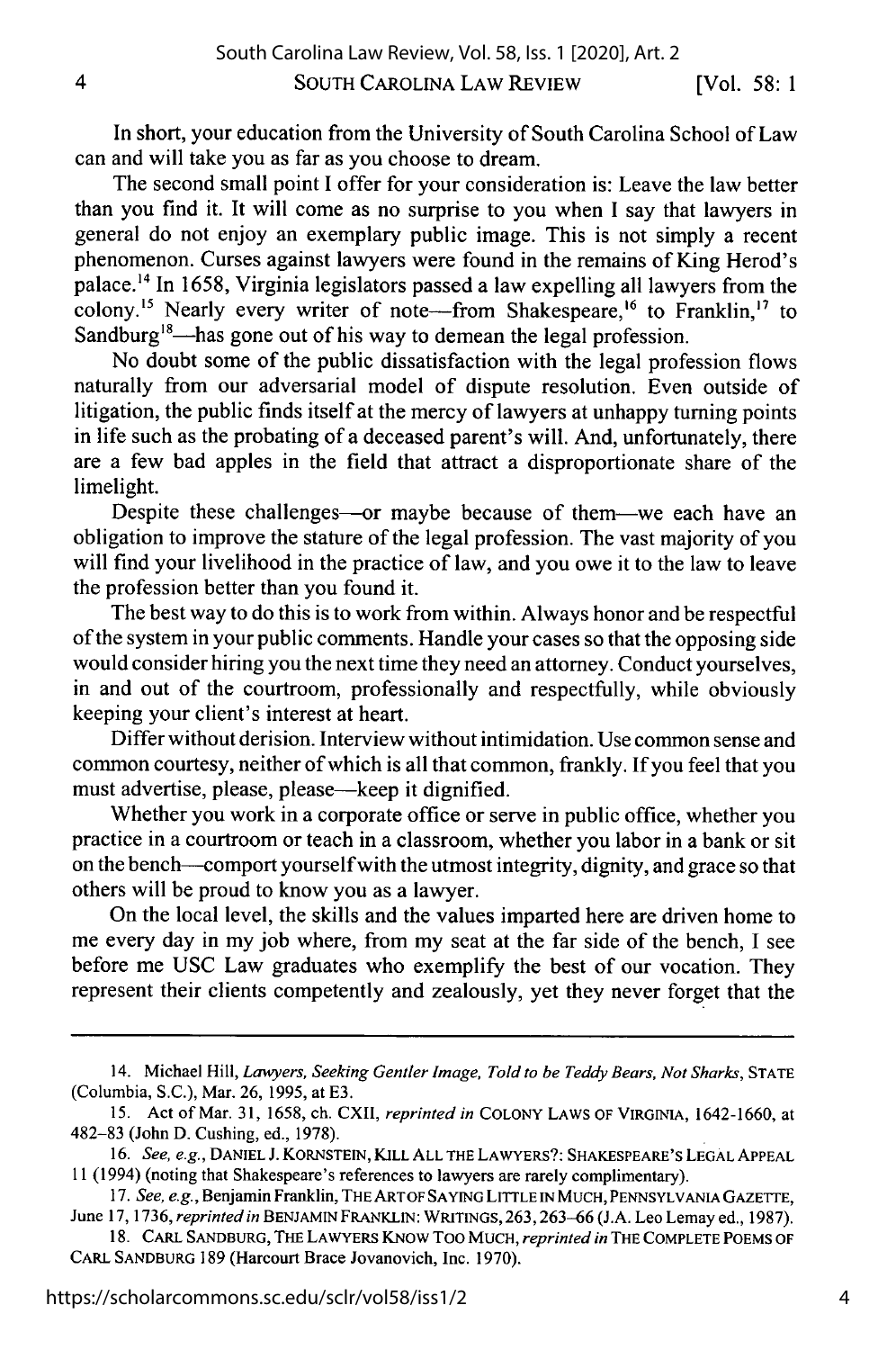In short, your education from the University of South Carolina School of Law can and will take you as far as you choose to dream.

The second small point I offer for your consideration is: Leave the law better than you find it. It will come as no surprise to you when I say that lawyers in general do not enjoy an exemplary public image. This is not simply a recent phenomenon. Curses against lawyers were found in the remains of King Herod's palace.[14] In 1658, Virginia legislators passed a law expelling all lawyers from the colony.[15] Nearly every writer of note—from Shakespeare,[16] to Franklin,[17] to Sandburg[18]—has gone out of his way to demean the legal profession.

No doubt some of the public dissatisfaction with the legal profession flows naturally from our adversarial model of dispute resolution. Even outside of litigation, the public finds itself at the mercy of lawyers at unhappy turning points in life such as the probating of a deceased parent's will. And, unfortunately, there are a few bad apples in the field that attract a disproportionate share of the limelight.

Despite these challenges—or maybe because of them—we each have an obligation to improve the stature of the legal profession. The vast majority of you will find your livelihood in the practice of law, and you owe it to the law to leave the profession better than you found it.

The best way to do this is to work from within. Always honor and be respectful of the system in your public comments. Handle your cases so that the opposing side would consider hiring you the next time they need an attorney. Conduct yourselves, in and out of the courtroom, professionally and respectfully, while obviously keeping your client's interest at heart.

Differ without derision. Interview without intimidation. Use common sense and common courtesy, neither of which is all that common, frankly. If you feel that you must advertise, please, please—keep it dignified.

Whether you work in a corporate office or serve in public office, whether you practice in a courtroom or teach in a classroom, whether you labor in a bank or sit on the bench—comport yourself with the utmost integrity, dignity, and grace so that others will be proud to know you as a lawyer.

On the local level, the skills and the values imparted here are driven home to me every day in my job where, from my seat at the far side of the bench, I see before me USC Law graduates who exemplify the best of our vocation. They represent their clients competently and zealously, yet they never forget that the

---

14. Michael Hill, *Lawyers, Seeking Gentler Image, Told to be Teddy Bears, Not Sharks*, STATE (Columbia, S.C.), Mar. 26, 1995, at E3.

15. Act of Mar. 31, 1658, ch. CXII, *reprinted in* COLONY LAWS OF VIRGINIA, 1642-1660, at 482–83 (John D. Cushing, ed., 1978).

16. *See, e.g.*, DANIEL J. KORNSTEIN, KILL ALL THE LAWYERS?: SHAKESPEARE'S LEGAL APPEAL 11 (1994) (noting that Shakespeare's references to lawyers are rarely complimentary).

17. *See, e.g.*, Benjamin Franklin, THE ART OF SAYING LITTLE IN MUCH, PENNSYLVANIA GAZETTE, June 17, 1736, *reprinted in* BENJAMIN FRANKLIN: WRITINGS, 263, 263–66 (J.A. Leo Lemay ed., 1987).

18. CARL SANDBURG, THE LAWYERS KNOW TOO MUCH, *reprinted in* THE COMPLETE POEMS OF CARL SANDBURG 189 (Harcourt Brace Jovanovich, Inc. 1970).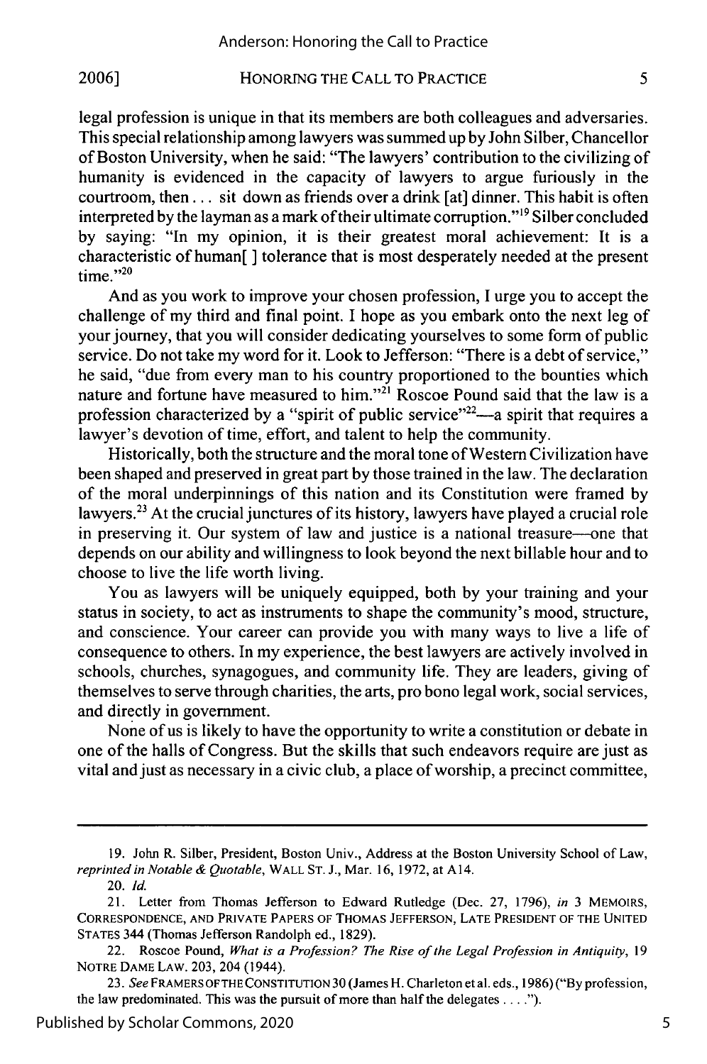legal profession is unique in that its members are both colleagues and adversaries. This special relationship among lawyers was summed up by John Silber, Chancellor of Boston University, when he said: "The lawyers' contribution to the civilizing of humanity is evidenced in the capacity of lawyers to argue furiously in the courtroom, then . . . sit down as friends over a drink [at] dinner. This habit is often interpreted by the layman as a mark of their ultimate corruption."[19] Silber concluded by saying: "In my opinion, it is their greatest moral achievement: It is a characteristic of human[ ] tolerance that is most desperately needed at the present time."[20]

And as you work to improve your chosen profession, I urge you to accept the challenge of my third and final point. I hope as you embark onto the next leg of your journey, that you will consider dedicating yourselves to some form of public service. Do not take my word for it. Look to Jefferson: "There is a debt of service," he said, "due from every man to his country proportioned to the bounties which nature and fortune have measured to him."[21] Roscoe Pound said that the law is a profession characterized by a "spirit of public service"[22]—a spirit that requires a lawyer's devotion of time, effort, and talent to help the community.

Historically, both the structure and the moral tone of Western Civilization have been shaped and preserved in great part by those trained in the law. The declaration of the moral underpinnings of this nation and its Constitution were framed by lawyers.[23] At the crucial junctures of its history, lawyers have played a crucial role in preserving it. Our system of law and justice is a national treasure—one that depends on our ability and willingness to look beyond the next billable hour and to choose to live the life worth living.

You as lawyers will be uniquely equipped, both by your training and your status in society, to act as instruments to shape the community's mood, structure, and conscience. Your career can provide you with many ways to live a life of consequence to others. In my experience, the best lawyers are actively involved in schools, churches, synagogues, and community life. They are leaders, giving of themselves to serve through charities, the arts, pro bono legal work, social services, and directly in government.

None of us is likely to have the opportunity to write a constitution or debate in one of the halls of Congress. But the skills that such endeavors require are just as vital and just as necessary in a civic club, a place of worship, a precinct committee,

---

19. John R. Silber, President, Boston Univ., Address at the Boston University School of Law, *reprinted in Notable & Quotable*, WALL ST. J., Mar. 16, 1972, at A14.

20. *Id.*

21. Letter from Thomas Jefferson to Edward Rutledge (Dec. 27, 1796), *in* 3 MEMOIRS, CORRESPONDENCE, AND PRIVATE PAPERS OF THOMAS JEFFERSON, LATE PRESIDENT OF THE UNITED STATES 344 (Thomas Jefferson Randolph ed., 1829).

22. Roscoe Pound, *What is a Profession? The Rise of the Legal Profession in Antiquity*, 19 NOTRE DAME LAW. 203, 204 (1944).

23. *See* FRAMERS OF THE CONSTITUTION 30 (James H. Charleton et al. eds., 1986) ("By profession, the law predominated. This was the pursuit of more than half the delegates . . . .").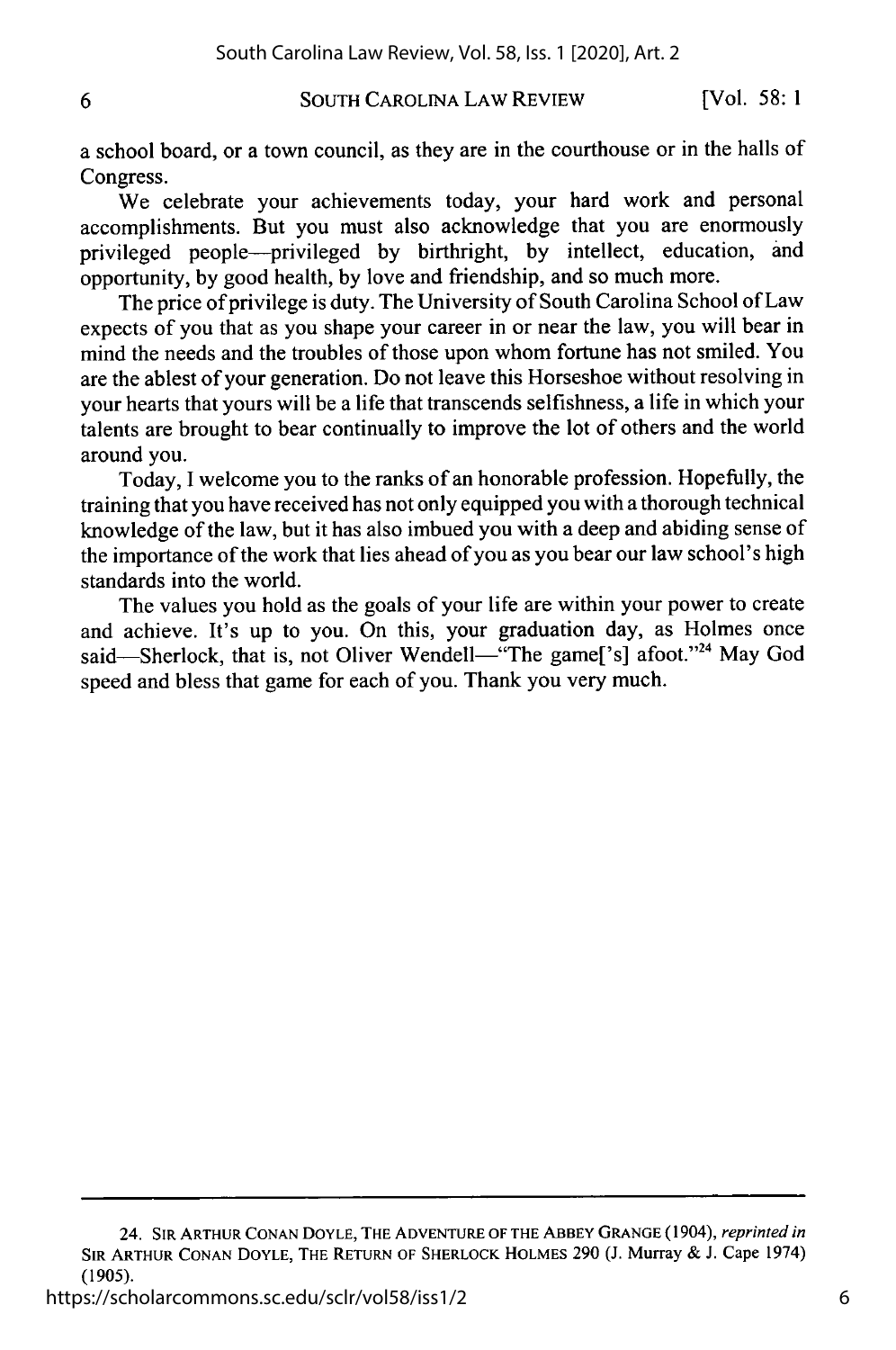a school board, or a town council, as they are in the courthouse or in the halls of Congress.

We celebrate your achievements today, your hard work and personal accomplishments. But you must also acknowledge that you are enormously privileged people—privileged by birthright, by intellect, education, and opportunity, by good health, by love and friendship, and so much more.

The price of privilege is duty. The University of South Carolina School of Law expects of you that as you shape your career in or near the law, you will bear in mind the needs and the troubles of those upon whom fortune has not smiled. You are the ablest of your generation. Do not leave this Horseshoe without resolving in your hearts that yours will be a life that transcends selfishness, a life in which your talents are brought to bear continually to improve the lot of others and the world around you.

Today, I welcome you to the ranks of an honorable profession. Hopefully, the training that you have received has not only equipped you with a thorough technical knowledge of the law, but it has also imbued you with a deep and abiding sense of the importance of the work that lies ahead of you as you bear our law school's high standards into the world.

The values you hold as the goals of your life are within your power to create and achieve. It's up to you. On this, your graduation day, as Holmes once said—Sherlock, that is, not Oliver Wendell—"The game['s] afoot."[24] May God speed and bless that game for each of you. Thank you very much.

---

24. SIR ARTHUR CONAN DOYLE, THE ADVENTURE OF THE ABBEY GRANGE (1904), *reprinted in* SIR ARTHUR CONAN DOYLE, THE RETURN OF SHERLOCK HOLMES 290 (J. Murray & J. Cape 1974) (1905).